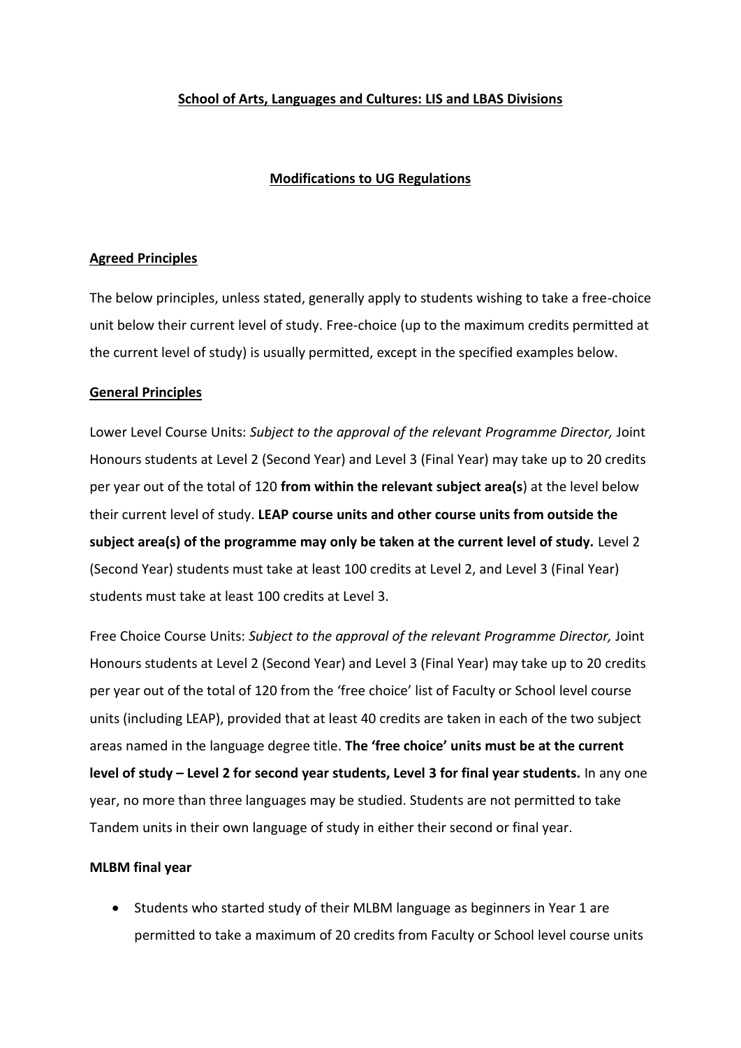**School of Arts, Languages and Cultures: LIS and LBAS Divisions**

**Modifications to UG Regulations**

**Agreed Principles**

The below principles, unless stated, generally apply to students wishing to take a free-choice unit below their current level of study. Free-choice (up to the maximum credits permitted at the current level of study) is usually permitted, except in the specified examples below.

**General Principles**

Lower Level Course Units: *Subject to the approval of the relevant Programme Director,* Joint Honours students at Level 2 (Second Year) and Level 3 (Final Year) may take up to 20 credits per year out of the total of 120 **from within the relevant subject area(s**) at the level below their current level of study. **LEAP course units and other course units from outside the subject area(s) of the programme may only be taken at the current level of study.** Level 2 (Second Year) students must take at least 100 credits at Level 2, and Level 3 (Final Year) students must take at least 100 credits at Level 3.

Free Choice Course Units: *Subject to the approval of the relevant Programme Director,* Joint Honours students at Level 2 (Second Year) and Level 3 (Final Year) may take up to 20 credits per year out of the total of 120 from the 'free choice' list of Faculty or School level course units (including LEAP), provided that at least 40 credits are taken in each of the two subject areas named in the language degree title. **The 'free choice' units must be at the current level of study – Level 2 for second year students, Level 3 for final year students.** In any one year, no more than three languages may be studied. Students are not permitted to take Tandem units in their own language of study in either their second or final year.

**MLBM final year**

- Students who started study of their MLBM language as beginners in Year 1 are permitted to take a maximum of 20 credits from Faculty or School level course units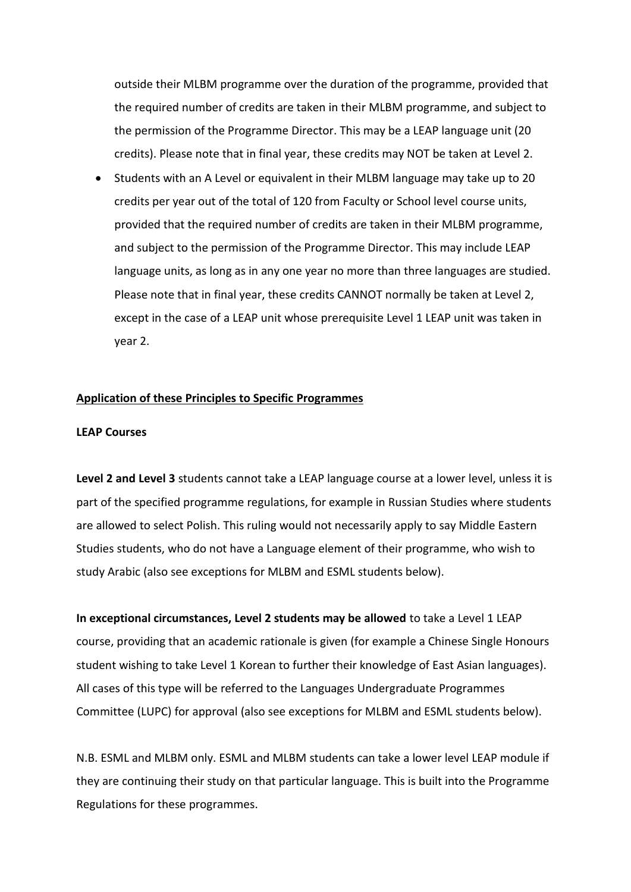outside their MLBM programme over the duration of the programme, provided that the required number of credits are taken in their MLBM programme, and subject to the permission of the Programme Director. This may be a LEAP language unit (20 credits). Please note that in final year, these credits may NOT be taken at Level 2.

- Students with an A Level or equivalent in their MLBM language may take up to 20 credits per year out of the total of 120 from Faculty or School level course units, provided that the required number of credits are taken in their MLBM programme, and subject to the permission of the Programme Director. This may include LEAP language units, as long as in any one year no more than three languages are studied. Please note that in final year, these credits CANNOT normally be taken at Level 2, except in the case of a LEAP unit whose prerequisite Level 1 LEAP unit was taken in year 2.

<u>**Application of these Principles to Specific Programmes**</u>

**LEAP Courses**

**Level 2 and Level 3** students cannot take a LEAP language course at a lower level, unless it is part of the specified programme regulations, for example in Russian Studies where students are allowed to select Polish. This ruling would not necessarily apply to say Middle Eastern Studies students, who do not have a Language element of their programme, who wish to study Arabic (also see exceptions for MLBM and ESML students below).

**In exceptional circumstances, Level 2 students may be allowed** to take a Level 1 LEAP course, providing that an academic rationale is given (for example a Chinese Single Honours student wishing to take Level 1 Korean to further their knowledge of East Asian languages). All cases of this type will be referred to the Languages Undergraduate Programmes Committee (LUPC) for approval (also see exceptions for MLBM and ESML students below).

N.B. ESML and MLBM only. ESML and MLBM students can take a lower level LEAP module if they are continuing their study on that particular language. This is built into the Programme Regulations for these programmes.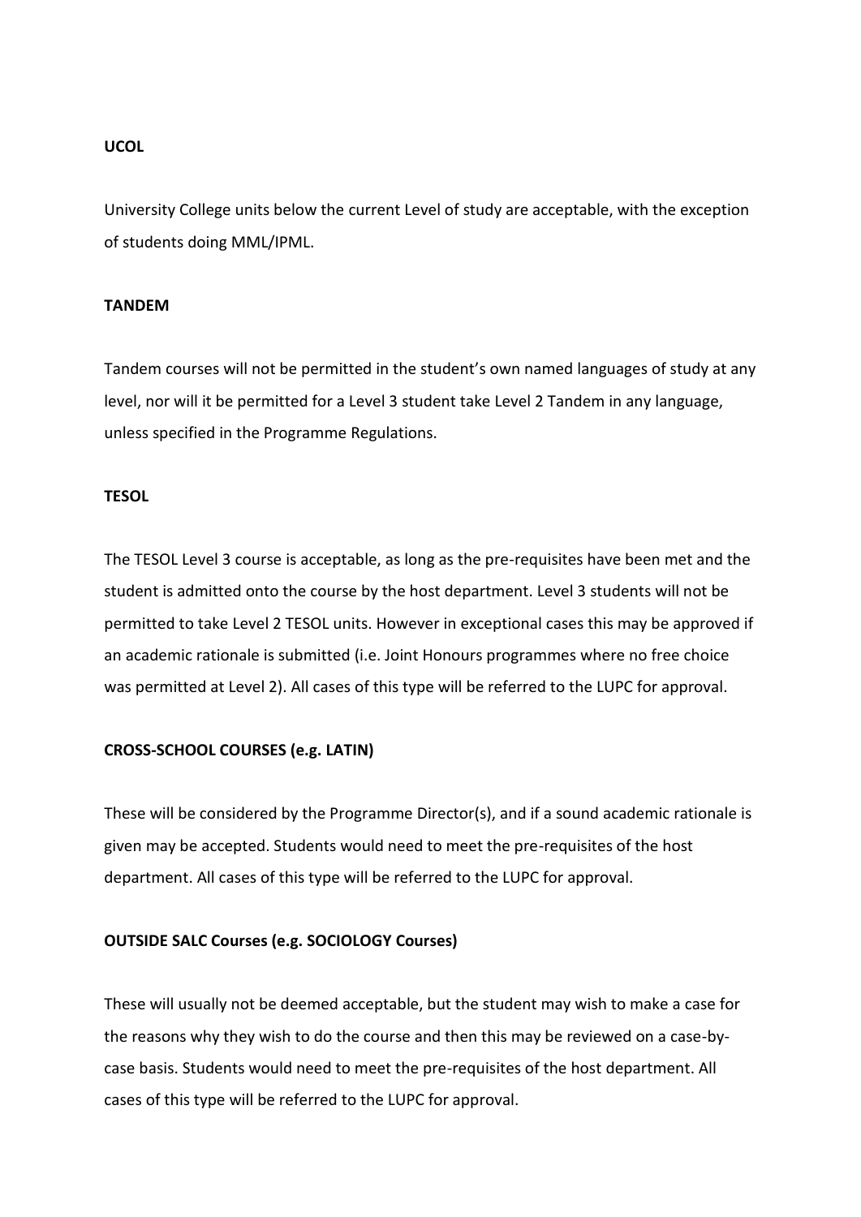**UCOL**

University College units below the current Level of study are acceptable, with the exception of students doing MML/IPML.

**TANDEM**

Tandem courses will not be permitted in the student's own named languages of study at any level, nor will it be permitted for a Level 3 student take Level 2 Tandem in any language, unless specified in the Programme Regulations.

**TESOL**

The TESOL Level 3 course is acceptable, as long as the pre-requisites have been met and the student is admitted onto the course by the host department. Level 3 students will not be permitted to take Level 2 TESOL units. However in exceptional cases this may be approved if an academic rationale is submitted (i.e. Joint Honours programmes where no free choice was permitted at Level 2). All cases of this type will be referred to the LUPC for approval.

**CROSS-SCHOOL COURSES (e.g. LATIN)**

These will be considered by the Programme Director(s), and if a sound academic rationale is given may be accepted. Students would need to meet the pre-requisites of the host department. All cases of this type will be referred to the LUPC for approval.

**OUTSIDE SALC Courses (e.g. SOCIOLOGY Courses)**

These will usually not be deemed acceptable, but the student may wish to make a case for the reasons why they wish to do the course and then this may be reviewed on a case-by-case basis. Students would need to meet the pre-requisites of the host department. All cases of this type will be referred to the LUPC for approval.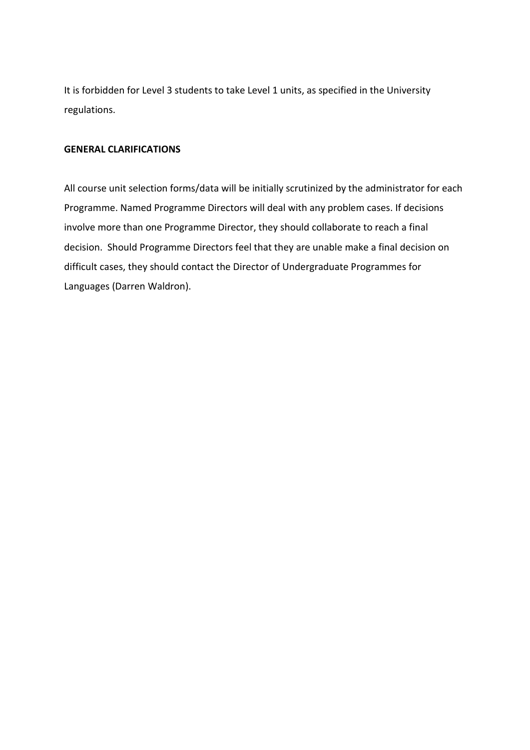It is forbidden for Level 3 students to take Level 1 units, as specified in the University regulations.

**GENERAL CLARIFICATIONS**

All course unit selection forms/data will be initially scrutinized by the administrator for each Programme. Named Programme Directors will deal with any problem cases. If decisions involve more than one Programme Director, they should collaborate to reach a final decision. Should Programme Directors feel that they are unable make a final decision on difficult cases, they should contact the Director of Undergraduate Programmes for Languages (Darren Waldron).